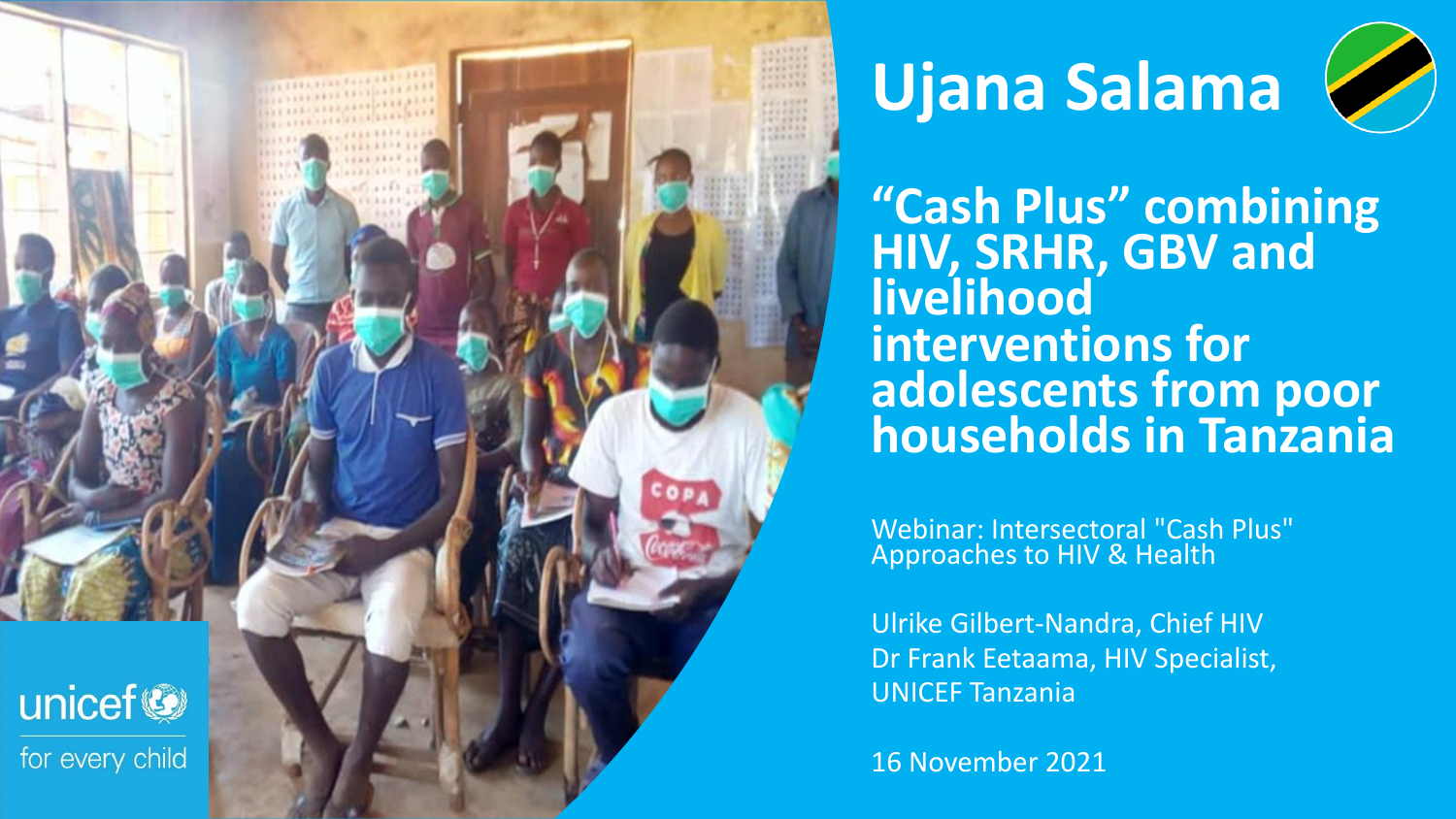# Ujana Salama

## "Cash Plus" combining HIV, SRHR, GBV and livelihood interventions for adolescents from poor households in Tanzania

Webinar: Intersectoral "Cash Plus" Approaches to HIV & Health

Ulrike Gilbert-Nandra, Chief HIV
Dr Frank Eetaama, HIV Specialist, UNICEF Tanzania

16 November 2021

unicef
for every child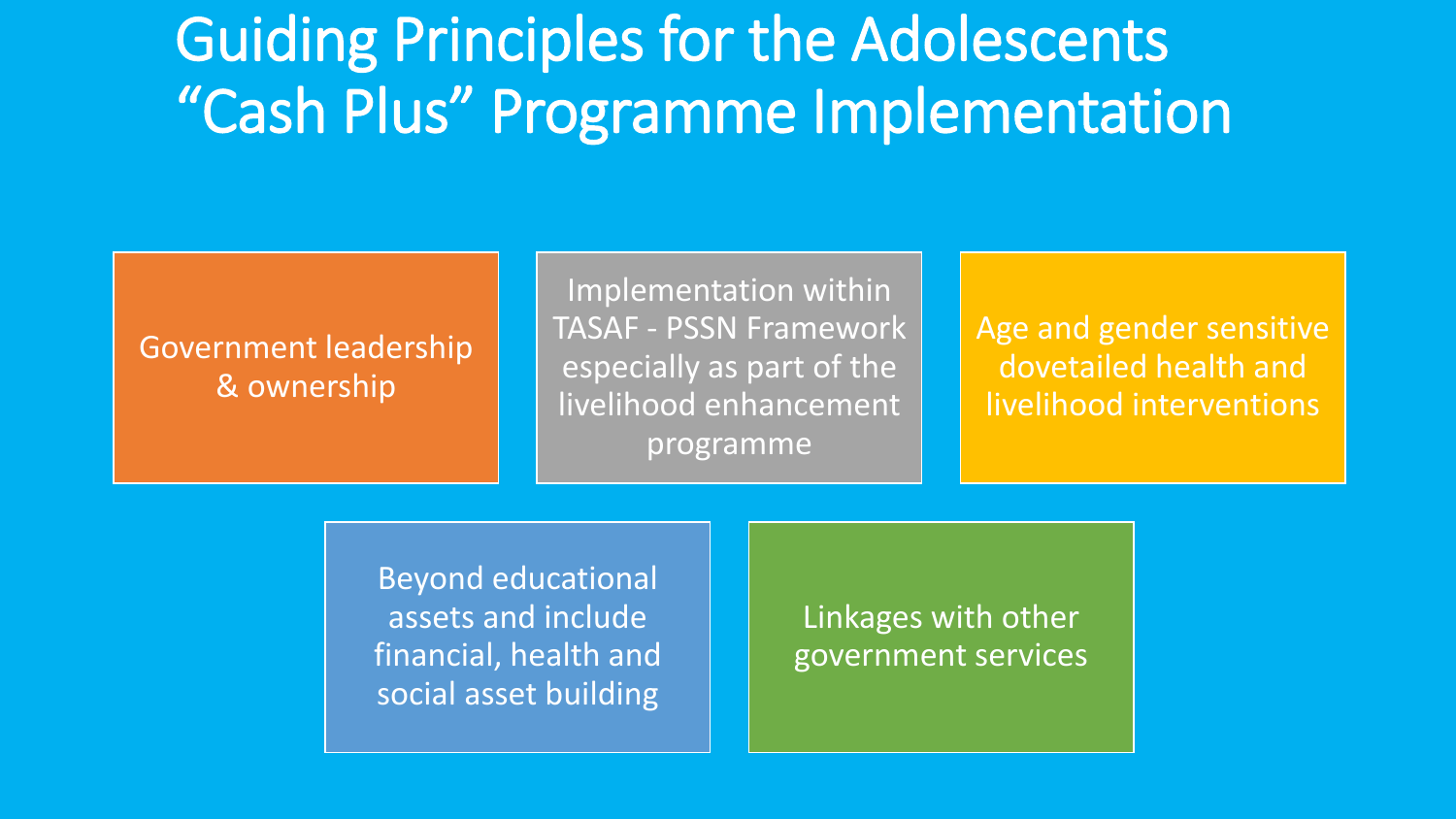# Guiding Principles for the Adolescents "Cash Plus" Programme Implementation

- Government leadership & ownership
- Implementation within TASAF - PSSN Framework especially as part of the livelihood enhancement programme
- Age and gender sensitive dovetailed health and livelihood interventions
- Beyond educational assets and include financial, health and social asset building
- Linkages with other government services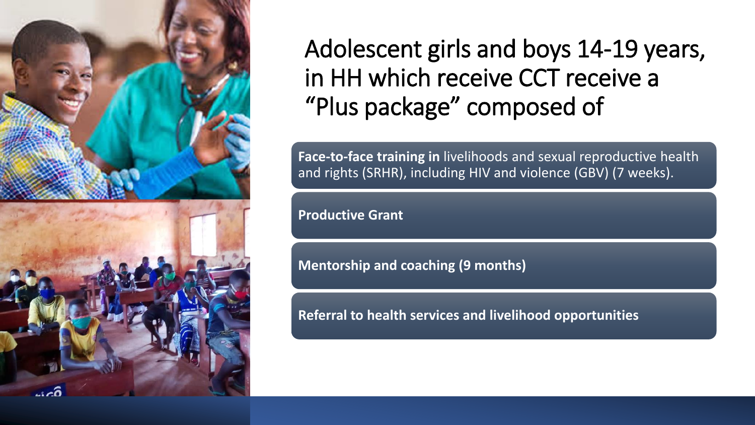# Adolescent girls and boys 14-19 years, in HH which receive CCT receive a "Plus package" composed of

- **Face-to-face training in** livelihoods and sexual reproductive health and rights (SRHR), including HIV and violence (GBV) (7 weeks).
- **Productive Grant**
- **Mentorship and coaching (9 months)**
- **Referral to health services and livelihood opportunities**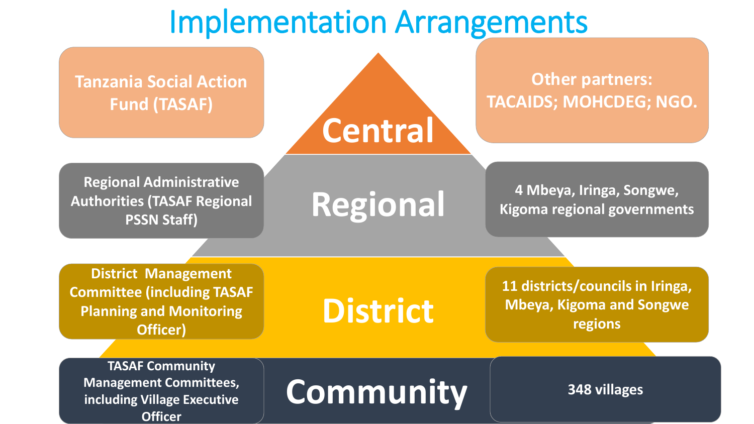# Implementation Arrangements

| Implementing bodies | Level | Coverage |
| --- | --- | --- |
| Tanzania Social Action Fund (TASAF) | Central | Other partners: TACAIDS; MOHCDEG; NGO. |
| Regional Administrative Authorities (TASAF Regional PSSN Staff) | Regional | 4 Mbeya, Iringa, Songwe, Kigoma regional governments |
| District Management Committee (including TASAF Planning and Monitoring Officer) | District | 11 districts/councils in Iringa, Mbeya, Kigoma and Songwe regions |
| TASAF Community Management Committees, including Village Executive Officer | Community | 348 villages |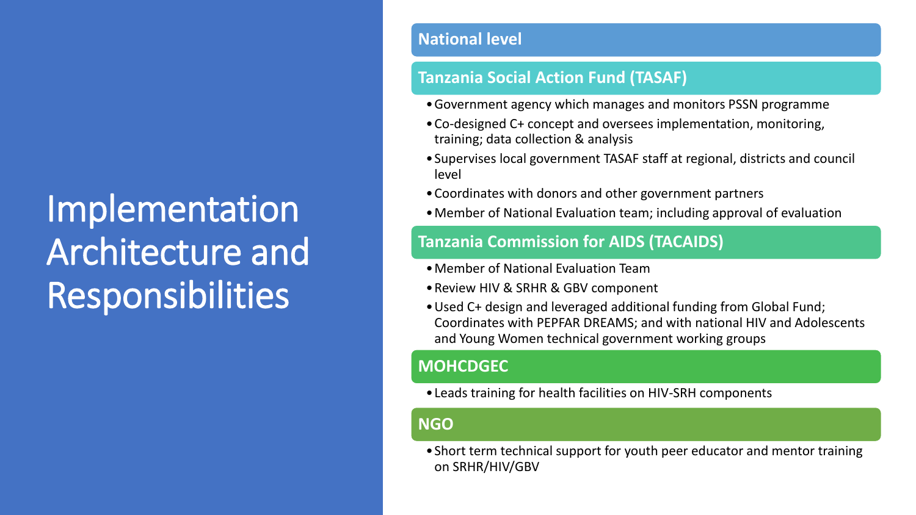# Implementation Architecture and Responsibilities

## National level

### Tanzania Social Action Fund (TASAF)

- Government agency which manages and monitors PSSN programme
- Co-designed C+ concept and oversees implementation, monitoring, training; data collection & analysis
- Supervises local government TASAF staff at regional, districts and council level
- Coordinates with donors and other government partners
- Member of National Evaluation team; including approval of evaluation

### Tanzania Commission for AIDS (TACAIDS)

- Member of National Evaluation Team
- Review HIV & SRHR & GBV component
- Used C+ design and leveraged additional funding from Global Fund; Coordinates with PEPFAR DREAMS; and with national HIV and Adolescents and Young Women technical government working groups

### MOHCDGEC

- Leads training for health facilities on HIV-SRH components

### NGO

- Short term technical support for youth peer educator and mentor training on SRHR/HIV/GBV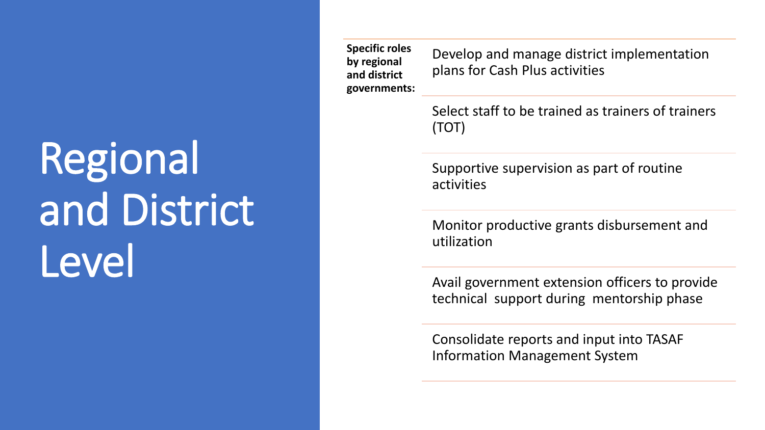# Regional and District Level

**Specific roles by regional and district governments:**

- Develop and manage district implementation plans for Cash Plus activities
- Select staff to be trained as trainers of trainers (TOT)
- Supportive supervision as part of routine activities
- Monitor productive grants disbursement and utilization
- Avail government extension officers to provide technical support during mentorship phase
- Consolidate reports and input into TASAF Information Management System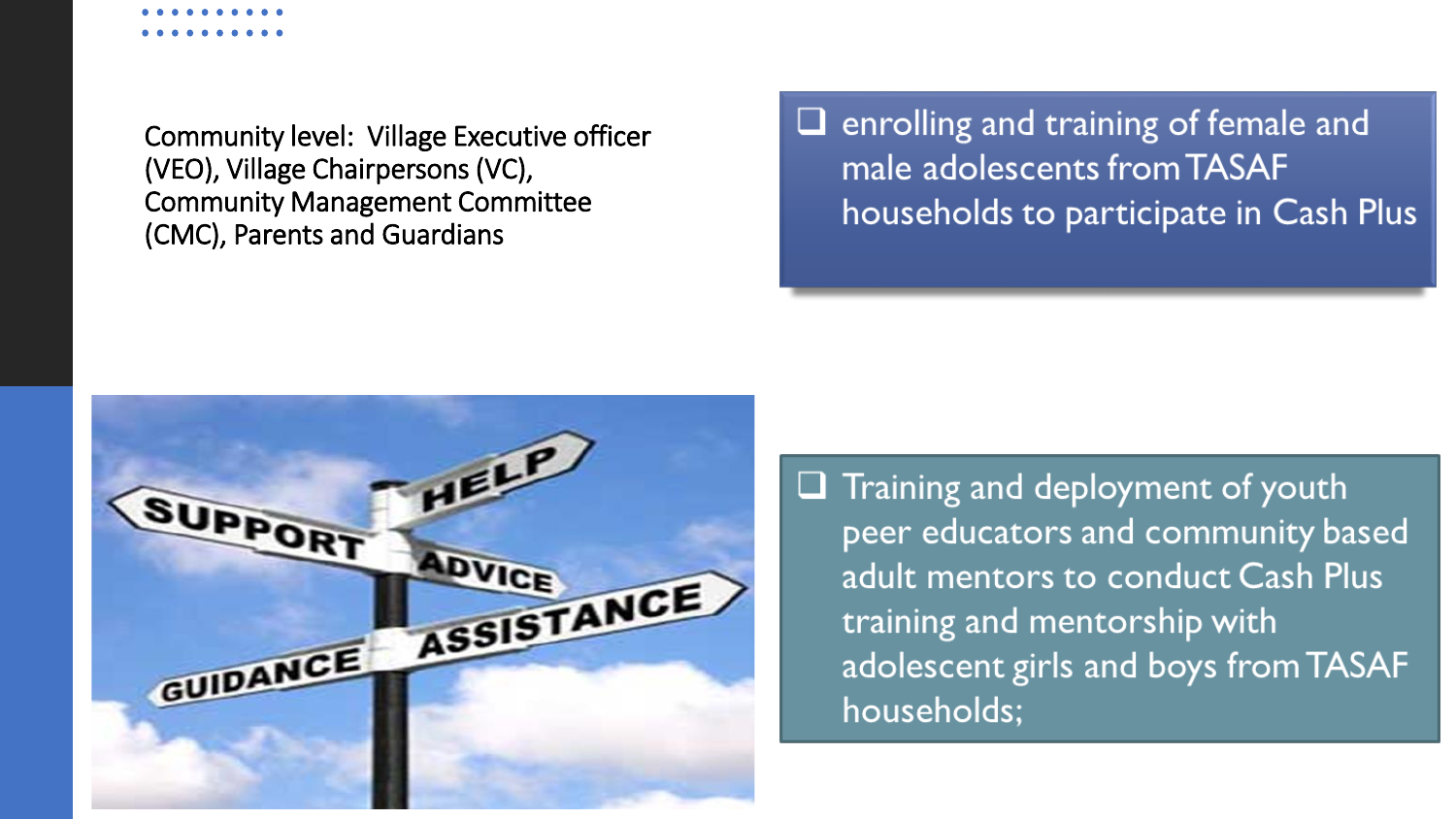Community level: Village Executive officer (VEO), Village Chairpersons (VC), Community Management Committee (CMC), Parents and Guardians

- enrolling and training of female and male adolescents from TASAF households to participate in Cash Plus

- Training and deployment of youth peer educators and community based adult mentors to conduct Cash Plus training and mentorship with adolescent girls and boys from TASAF households;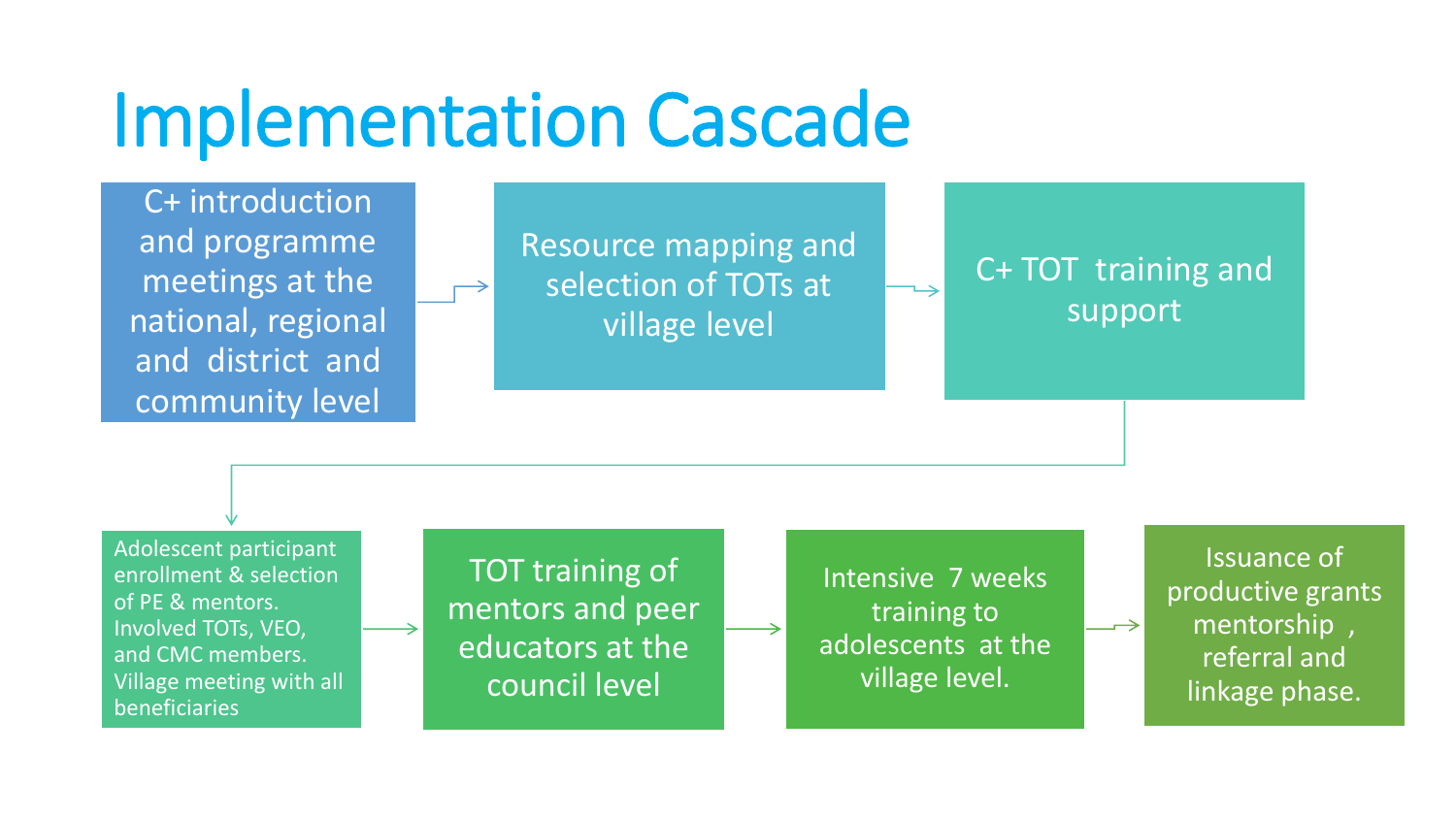# Implementation Cascade

C+ introduction and programme meetings at the national, regional and district and community level

Resource mapping and selection of TOTs at village level

C+ TOT training and support

Adolescent participant enrollment & selection of PE & mentors. Involved TOTs, VEO, and CMC members. Village meeting with all beneficiaries

TOT training of mentors and peer educators at the council level

Intensive 7 weeks training to adolescents at the village level.

Issuance of productive grants mentorship , referral and linkage phase.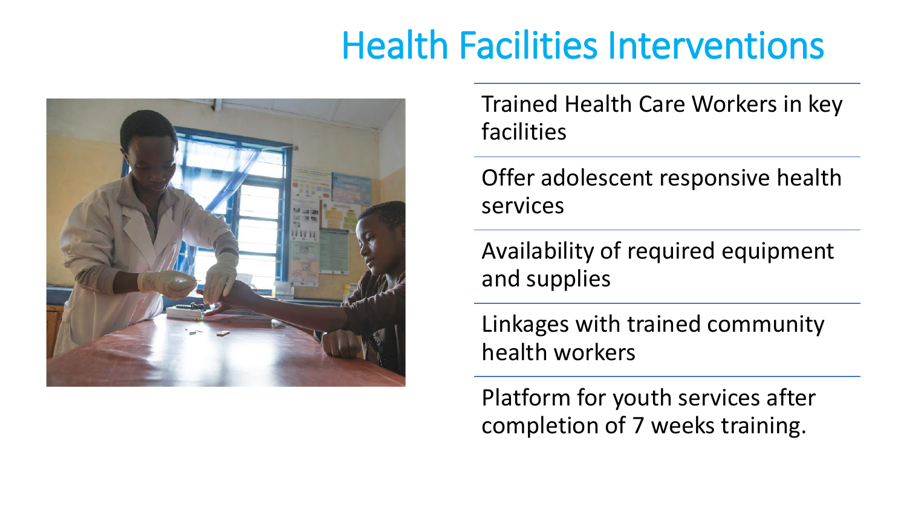# Health Facilities Interventions

- Trained Health Care Workers in key facilities
- Offer adolescent responsive health services
- Availability of required equipment and supplies
- Linkages with trained community health workers
- Platform for youth services after completion of 7 weeks training.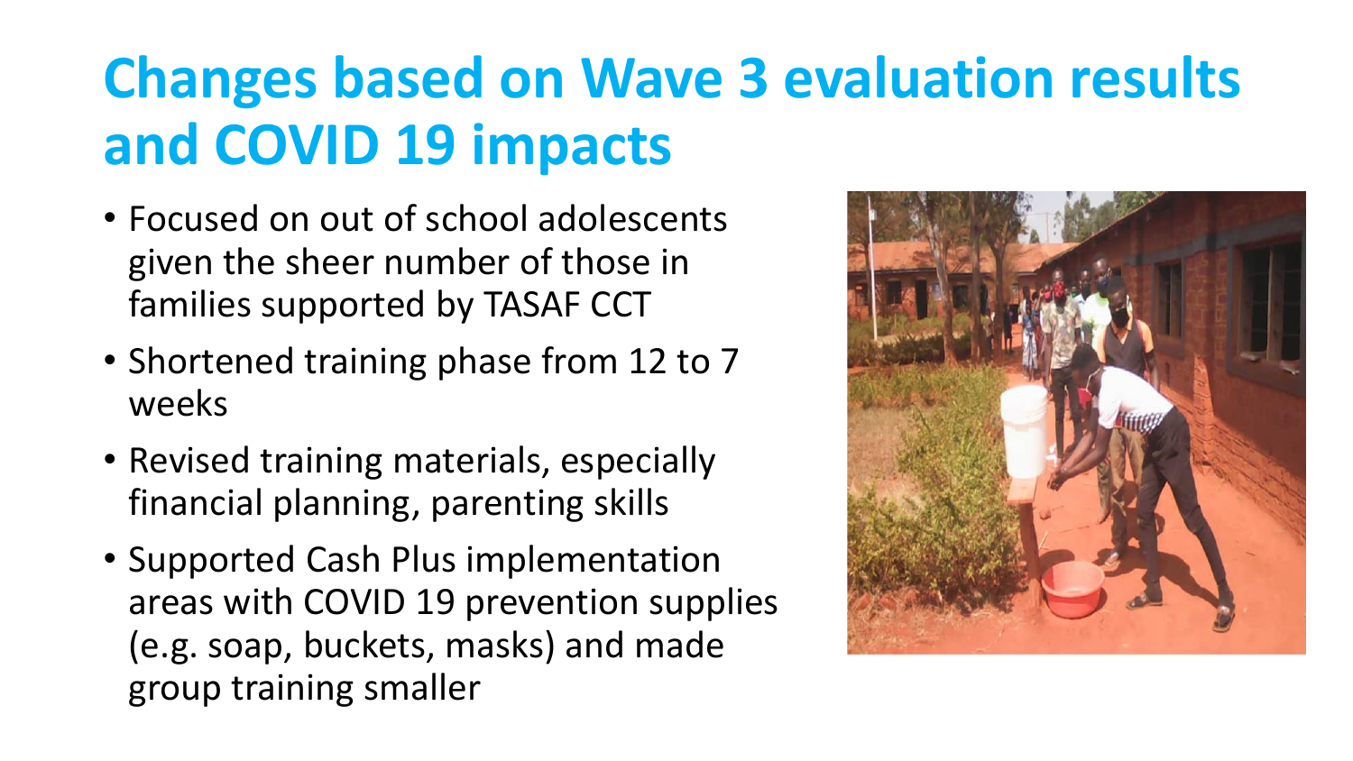# Changes based on Wave 3 evaluation results and COVID 19 impacts

- Focused on out of school adolescents given the sheer number of those in families supported by TASAF CCT
- Shortened training phase from 12 to 7 weeks
- Revised training materials, especially financial planning, parenting skills
- Supported Cash Plus implementation areas with COVID 19 prevention supplies (e.g. soap, buckets, masks) and made group training smaller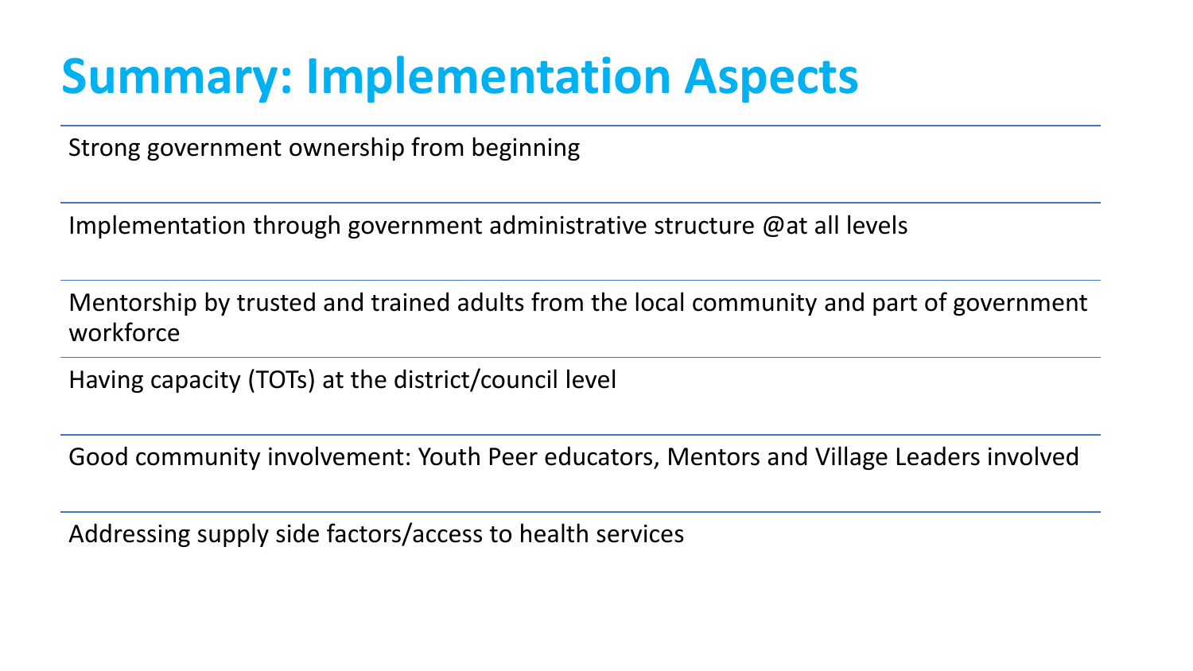# Summary: Implementation Aspects

- Strong government ownership from beginning
- Implementation through government administrative structure @at all levels
- Mentorship by trusted and trained adults from the local community and part of government workforce
- Having capacity (TOTs) at the district/council level
- Good community involvement: Youth Peer educators, Mentors and Village Leaders involved
- Addressing supply side factors/access to health services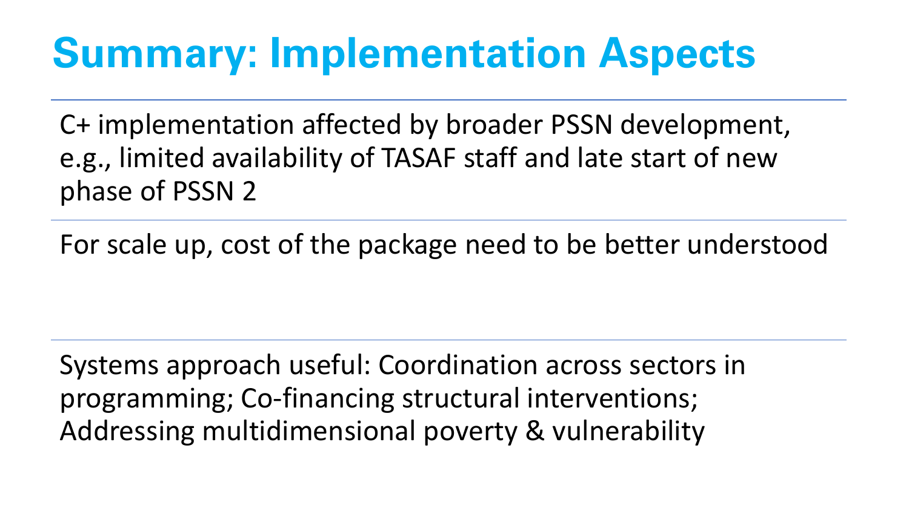# Summary: Implementation Aspects

C+ implementation affected by broader PSSN development, e.g., limited availability of TASAF staff and late start of new phase of PSSN 2

For scale up, cost of the package need to be better understood

Systems approach useful: Coordination across sectors in programming; Co-financing structural interventions; Addressing multidimensional poverty & vulnerability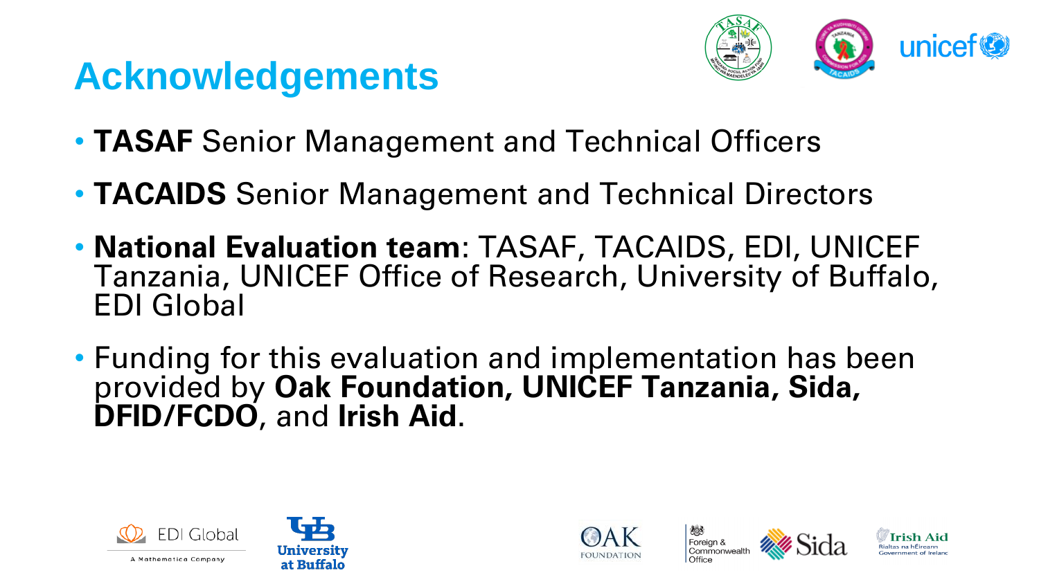# Acknowledgements

- **TASAF** Senior Management and Technical Officers
- **TACAIDS** Senior Management and Technical Directors
- **National Evaluation team**: TASAF, TACAIDS, EDI, UNICEF Tanzania, UNICEF Office of Research, University of Buffalo, EDI Global
- Funding for this evaluation and implementation has been provided by **Oak Foundation, UNICEF Tanzania, Sida, DFID/FCDO**, and **Irish Aid**.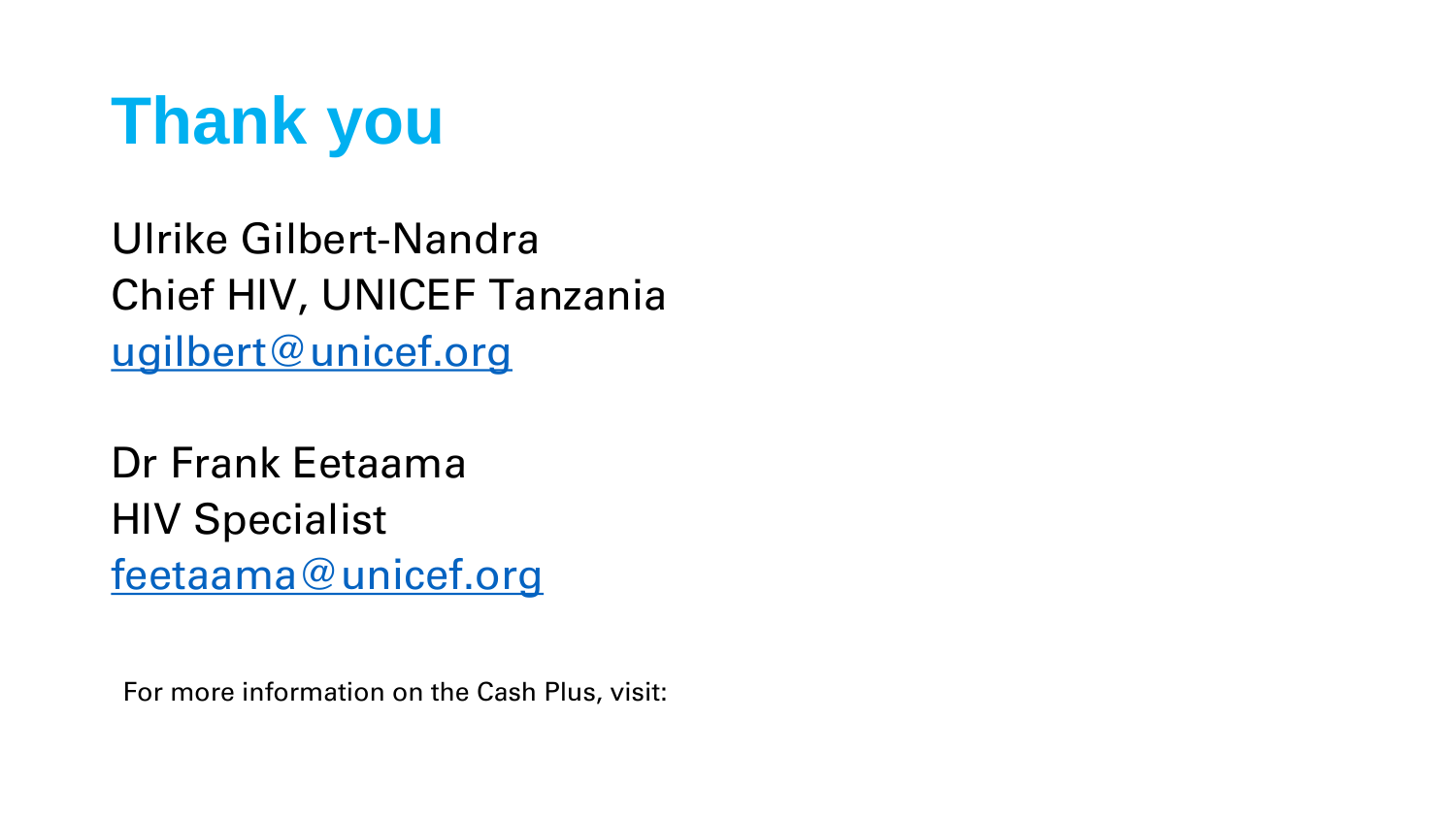# Thank you

Ulrike Gilbert-Nandra
Chief HIV, UNICEF Tanzania
[ugilbert@unicef.org](mailto:ugilbert@unicef.org)

Dr Frank Eetaama
HIV Specialist
[feetaama@unicef.org](mailto:feetaama@unicef.org)

For more information on the Cash Plus, visit: